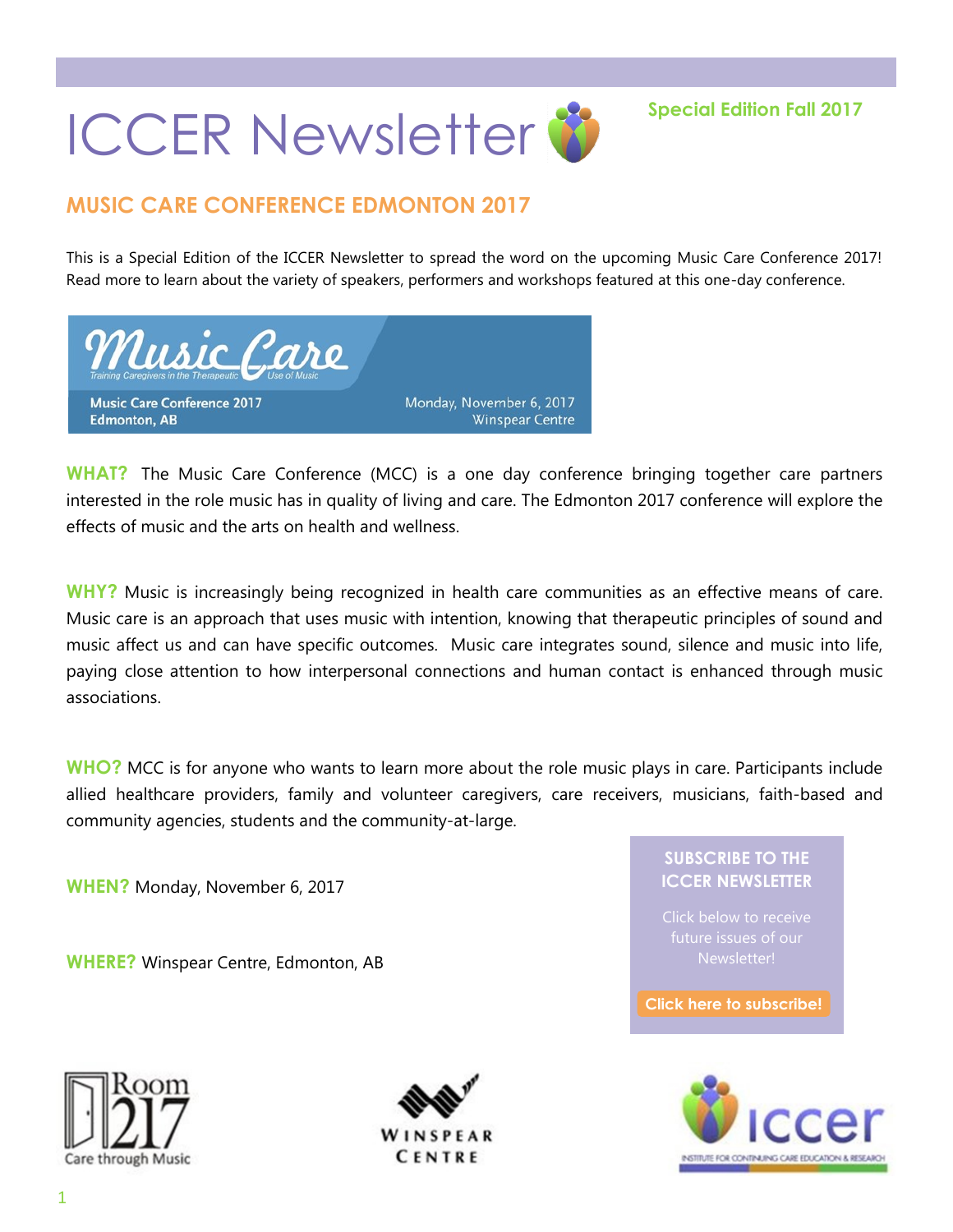# ICCER Newsletter

**Special Edition Fall 2017**

## MUSIC CARE CONFERENCE EDMONTON 2017

This is a Special Edition of the ICCER Newsletter to spread the word on the upcoming Music Care Conference 2017! Read more to learn about the variety of speakers, performers and workshops featured at this one-day conference.

Music Care
Training Caregivers in the Therapeutic Use of Music

Music Care Conference 2017
Edmonton, AB

Monday, November 6, 2017
Winspear Centre

**WHAT?** The Music Care Conference (MCC) is a one day conference bringing together care partners interested in the role music has in quality of living and care. The Edmonton 2017 conference will explore the effects of music and the arts on health and wellness.

**WHY?** Music is increasingly being recognized in health care communities as an effective means of care. Music care is an approach that uses music with intention, knowing that therapeutic principles of sound and music affect us and can have specific outcomes. Music care integrates sound, silence and music into life, paying close attention to how interpersonal connections and human contact is enhanced through music associations.

**WHO?** MCC is for anyone who wants to learn more about the role music plays in care. Participants include allied healthcare providers, family and volunteer caregivers, care receivers, musicians, faith-based and community agencies, students and the community-at-large.

**WHEN?** Monday, November 6, 2017

**WHERE?** Winspear Centre, Edmonton, AB

**SUBSCRIBE TO THE ICCER NEWSLETTER**

Click below to receive future issues of our Newsletter!

**Click here to subscribe!**

Room 217 Care through Music

WINSPEAR CENTRE

iccer INSTITUTE FOR CONTINUING CARE EDUCATION & RESEARCH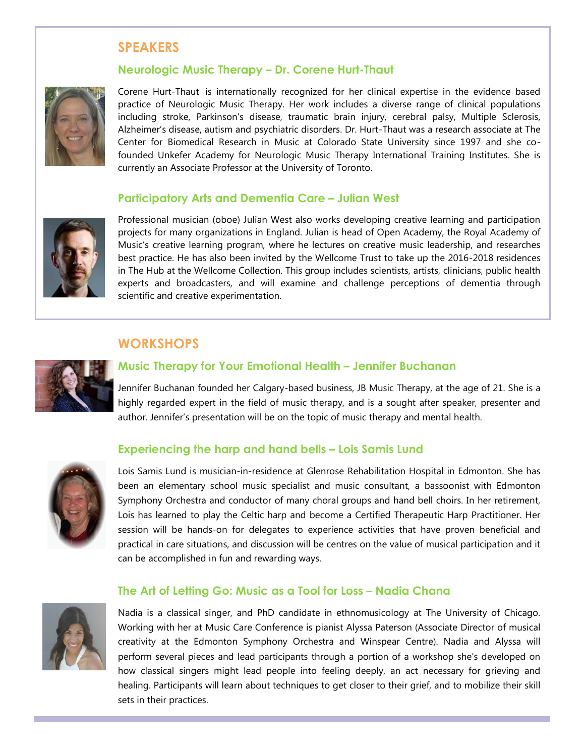## SPEAKERS

### Neurologic Music Therapy – Dr. Corene Hurt-Thaut

Corene Hurt-Thaut is internationally recognized for her clinical expertise in the evidence based practice of Neurologic Music Therapy. Her work includes a diverse range of clinical populations including stroke, Parkinson's disease, traumatic brain injury, cerebral palsy, Multiple Sclerosis, Alzheimer's disease, autism and psychiatric disorders. Dr. Hurt-Thaut was a research associate at The Center for Biomedical Research in Music at Colorado State University since 1997 and she co-founded Unkefer Academy for Neurologic Music Therapy International Training Institutes. She is currently an Associate Professor at the University of Toronto.

### Participatory Arts and Dementia Care – Julian West

Professional musician (oboe) Julian West also works developing creative learning and participation projects for many organizations in England. Julian is head of Open Academy, the Royal Academy of Music's creative learning program, where he lectures on creative music leadership, and researches best practice. He has also been invited by the Wellcome Trust to take up the 2016-2018 residences in The Hub at the Wellcome Collection. This group includes scientists, artists, clinicians, public health experts and broadcasters, and will examine and challenge perceptions of dementia through scientific and creative experimentation.

## WORKSHOPS

### Music Therapy for Your Emotional Health – Jennifer Buchanan

Jennifer Buchanan founded her Calgary-based business, JB Music Therapy, at the age of 21. She is a highly regarded expert in the field of music therapy, and is a sought after speaker, presenter and author. Jennifer's presentation will be on the topic of music therapy and mental health.

### Experiencing the harp and hand bells – Lois Samis Lund

Lois Samis Lund is musician-in-residence at Glenrose Rehabilitation Hospital in Edmonton. She has been an elementary school music specialist and music consultant, a bassoonist with Edmonton Symphony Orchestra and conductor of many choral groups and hand bell choirs. In her retirement, Lois has learned to play the Celtic harp and become a Certified Therapeutic Harp Practitioner. Her session will be hands-on for delegates to experience activities that have proven beneficial and practical in care situations, and discussion will be centres on the value of musical participation and it can be accomplished in fun and rewarding ways.

### The Art of Letting Go: Music as a Tool for Loss – Nadia Chana

Nadia is a classical singer, and PhD candidate in ethnomusicology at The University of Chicago. Working with her at Music Care Conference is pianist Alyssa Paterson (Associate Director of musical creativity at the Edmonton Symphony Orchestra and Winspear Centre). Nadia and Alyssa will perform several pieces and lead participants through a portion of a workshop she's developed on how classical singers might lead people into feeling deeply, an act necessary for grieving and healing. Participants will learn about techniques to get closer to their grief, and to mobilize their skill sets in their practices.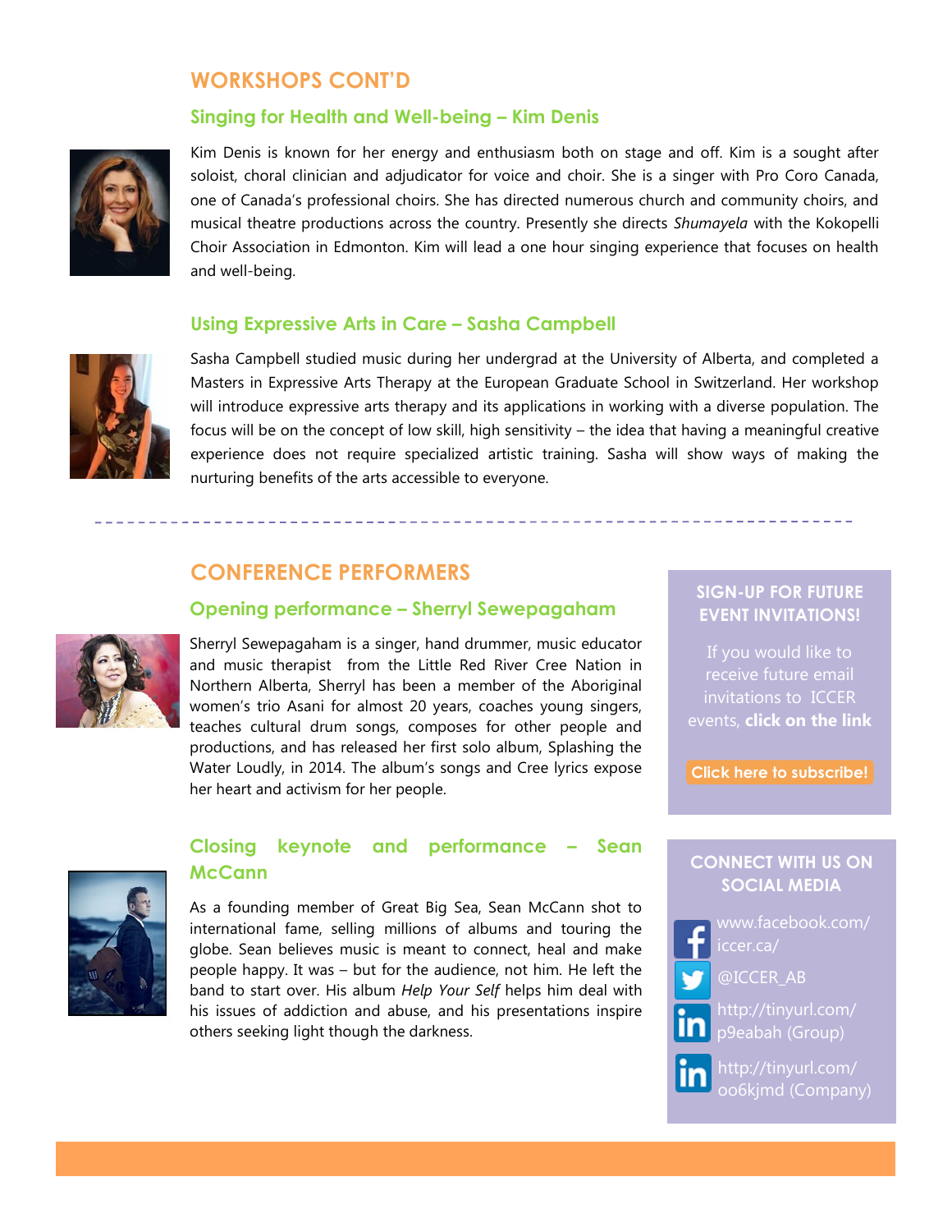## WORKSHOPS CONT'D

### Singing for Health and Well-being – Kim Denis

Kim Denis is known for her energy and enthusiasm both on stage and off. Kim is a sought after soloist, choral clinician and adjudicator for voice and choir. She is a singer with Pro Coro Canada, one of Canada's professional choirs. She has directed numerous church and community choirs, and musical theatre productions across the country. Presently she directs *Shumayela* with the Kokopelli Choir Association in Edmonton. Kim will lead a one hour singing experience that focuses on health and well-being.

### Using Expressive Arts in Care – Sasha Campbell

Sasha Campbell studied music during her undergrad at the University of Alberta, and completed a Masters in Expressive Arts Therapy at the European Graduate School in Switzerland. Her workshop will introduce expressive arts therapy and its applications in working with a diverse population. The focus will be on the concept of low skill, high sensitivity – the idea that having a meaningful creative experience does not require specialized artistic training. Sasha will show ways of making the nurturing benefits of the arts accessible to everyone.

## CONFERENCE PERFORMERS

### Opening performance – Sherryl Sewepagaham

Sherryl Sewepagaham is a singer, hand drummer, music educator and music therapist from the Little Red River Cree Nation in Northern Alberta, Sherryl has been a member of the Aboriginal women's trio Asani for almost 20 years, coaches young singers, teaches cultural drum songs, composes for other people and productions, and has released her first solo album, Splashing the Water Loudly, in 2014. The album's songs and Cree lyrics expose her heart and activism for her people.

### Closing keynote and performance – Sean McCann

As a founding member of Great Big Sea, Sean McCann shot to international fame, selling millions of albums and touring the globe. Sean believes music is meant to connect, heal and make people happy. It was – but for the audience, not him. He left the band to start over. His album *Help Your Self* helps him deal with his issues of addiction and abuse, and his presentations inspire others seeking light though the darkness.

**SIGN-UP FOR FUTURE EVENT INVITATIONS!**

If you would like to receive future email invitations to ICCER events, **click on the link**

**Click here to subscribe!**

**CONNECT WITH US ON SOCIAL MEDIA**

www.facebook.com/iccer.ca/

@ICCER_AB

http://tinyurl.com/p9eabah (Group)

http://tinyurl.com/oo6kjmd (Company)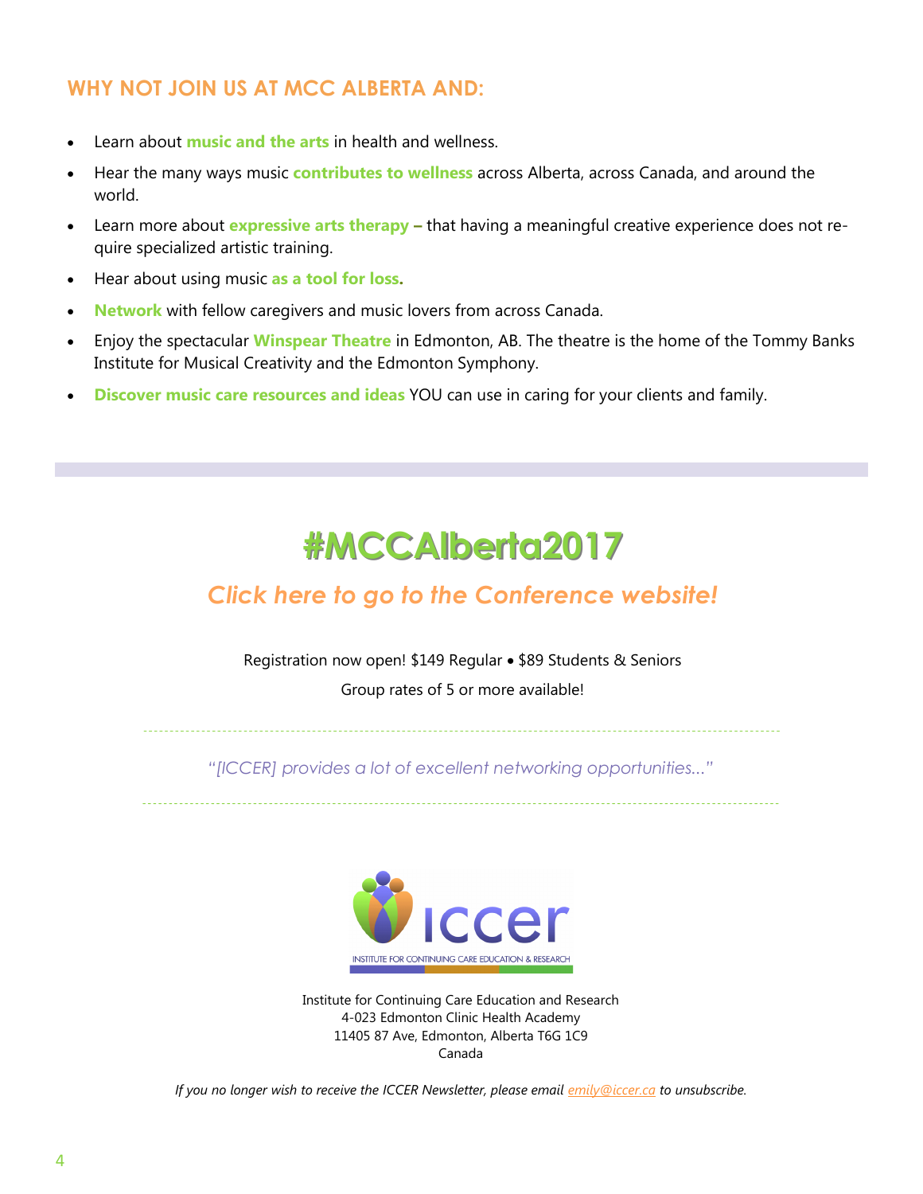## WHY NOT JOIN US AT MCC ALBERTA AND:

- Learn about **music and the arts** in health and wellness.
- Hear the many ways music **contributes to wellness** across Alberta, across Canada, and around the world.
- Learn more about **expressive arts therapy –** that having a meaningful creative experience does not require specialized artistic training.
- Hear about using music **as a tool for loss.**
- **Network** with fellow caregivers and music lovers from across Canada.
- Enjoy the spectacular **Winspear Theatre** in Edmonton, AB. The theatre is the home of the Tommy Banks Institute for Musical Creativity and the Edmonton Symphony.
- **Discover music care resources and ideas** YOU can use in caring for your clients and family.

# #MCCAlberta2017

## *Click here to go to the Conference website!*

Registration now open! $149 Regular • $89 Students & Seniors

Group rates of 5 or more available!

*"[ICCER] provides a lot of excellent networking opportunities..."*

iccer
INSTITUTE FOR CONTINUING CARE EDUCATION & RESEARCH

Institute for Continuing Care Education and Research
4-023 Edmonton Clinic Health Academy
11405 87 Ave, Edmonton, Alberta T6G 1C9
Canada

*If you no longer wish to receive the ICCER Newsletter, please email emily@iccer.ca to unsubscribe.*